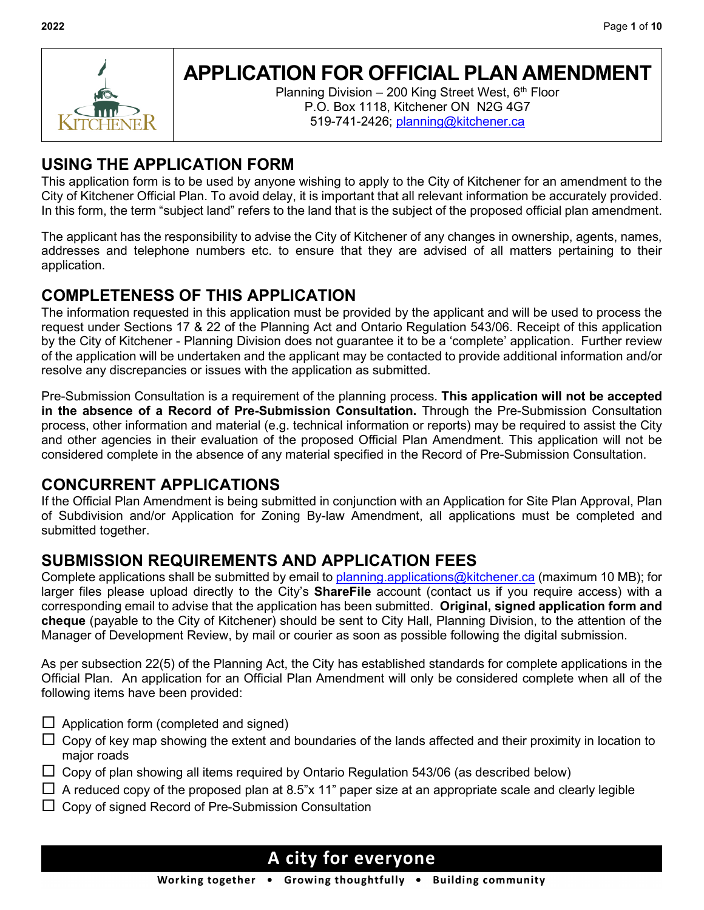# APPLICATION FOR OFFICIAL PLAN AMENDMENT

Planning Division – 200 King Street West, 6th Floor
P.O. Box 1118, Kitchener ON N2G 4G7
519-741-2426; planning@kitchener.ca

## USING THE APPLICATION FORM

This application form is to be used by anyone wishing to apply to the City of Kitchener for an amendment to the City of Kitchener Official Plan. To avoid delay, it is important that all relevant information be accurately provided. In this form, the term "subject land" refers to the land that is the subject of the proposed official plan amendment.

The applicant has the responsibility to advise the City of Kitchener of any changes in ownership, agents, names, addresses and telephone numbers etc. to ensure that they are advised of all matters pertaining to their application.

## COMPLETENESS OF THIS APPLICATION

The information requested in this application must be provided by the applicant and will be used to process the request under Sections 17 & 22 of the Planning Act and Ontario Regulation 543/06. Receipt of this application by the City of Kitchener - Planning Division does not guarantee it to be a 'complete' application. Further review of the application will be undertaken and the applicant may be contacted to provide additional information and/or resolve any discrepancies or issues with the application as submitted.

Pre-Submission Consultation is a requirement of the planning process. **This application will not be accepted in the absence of a Record of Pre-Submission Consultation.** Through the Pre-Submission Consultation process, other information and material (e.g. technical information or reports) may be required to assist the City and other agencies in their evaluation of the proposed Official Plan Amendment. This application will not be considered complete in the absence of any material specified in the Record of Pre-Submission Consultation.

## CONCURRENT APPLICATIONS

If the Official Plan Amendment is being submitted in conjunction with an Application for Site Plan Approval, Plan of Subdivision and/or Application for Zoning By-law Amendment, all applications must be completed and submitted together.

## SUBMISSION REQUIREMENTS AND APPLICATION FEES

Complete applications shall be submitted by email to planning.applications@kitchener.ca (maximum 10 MB); for larger files please upload directly to the City's **ShareFile** account (contact us if you require access) with a corresponding email to advise that the application has been submitted. **Original, signed application form and cheque** (payable to the City of Kitchener) should be sent to City Hall, Planning Division, to the attention of the Manager of Development Review, by mail or courier as soon as possible following the digital submission.

As per subsection 22(5) of the Planning Act, the City has established standards for complete applications in the Official Plan. An application for an Official Plan Amendment will only be considered complete when all of the following items have been provided:

- ☐ Application form (completed and signed)
- ☐ Copy of key map showing the extent and boundaries of the lands affected and their proximity in location to major roads
- ☐ Copy of plan showing all items required by Ontario Regulation 543/06 (as described below)
- ☐ A reduced copy of the proposed plan at 8.5"x 11" paper size at an appropriate scale and clearly legible
- ☐ Copy of signed Record of Pre-Submission Consultation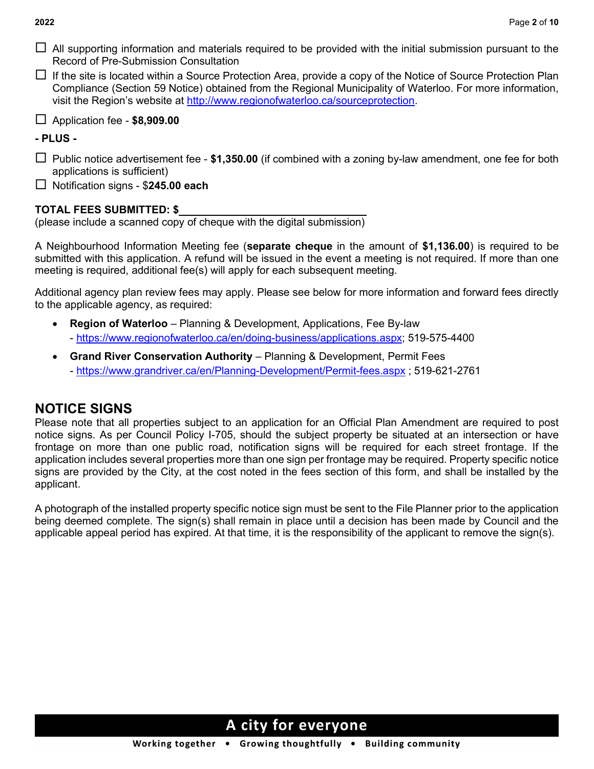- ☐ All supporting information and materials required to be provided with the initial submission pursuant to the Record of Pre-Submission Consultation
- ☐ If the site is located within a Source Protection Area, provide a copy of the Notice of Source Protection Plan Compliance (Section 59 Notice) obtained from the Regional Municipality of Waterloo. For more information, visit the Region's website at http://www.regionofwaterloo.ca/sourceprotection.

- ☐ Application fee - **$8,909.00**

**- PLUS -**

- ☐ Public notice advertisement fee - **$1,350.00** (if combined with a zoning by-law amendment, one fee for both applications is sufficient)
- ☐ Notification signs - $**245.00 each**

**TOTAL FEES SUBMITTED: $**\_\_\_\_\_\_\_\_\_\_\_\_\_\_\_\_\_\_\_\_\_\_\_\_\_\_\_\_\_\_
(please include a scanned copy of cheque with the digital submission)

A Neighbourhood Information Meeting fee (**separate cheque** in the amount of **$1,136.00**) is required to be submitted with this application. A refund will be issued in the event a meeting is not required. If more than one meeting is required, additional fee(s) will apply for each subsequent meeting.

Additional agency plan review fees may apply. Please see below for more information and forward fees directly to the applicable agency, as required:

- **Region of Waterloo** – Planning & Development, Applications, Fee By-law
  - https://www.regionofwaterloo.ca/en/doing-business/applications.aspx; 519-575-4400
- **Grand River Conservation Authority** – Planning & Development, Permit Fees
  - https://www.grandriver.ca/en/Planning-Development/Permit-fees.aspx ; 519-621-2761

## NOTICE SIGNS

Please note that all properties subject to an application for an Official Plan Amendment are required to post notice signs. As per Council Policy I-705, should the subject property be situated at an intersection or have frontage on more than one public road, notification signs will be required for each street frontage. If the application includes several properties more than one sign per frontage may be required. Property specific notice signs are provided by the City, at the cost noted in the fees section of this form, and shall be installed by the applicant.

A photograph of the installed property specific notice sign must be sent to the File Planner prior to the application being deemed complete. The sign(s) shall remain in place until a decision has been made by Council and the applicable appeal period has expired. At that time, it is the responsibility of the applicant to remove the sign(s).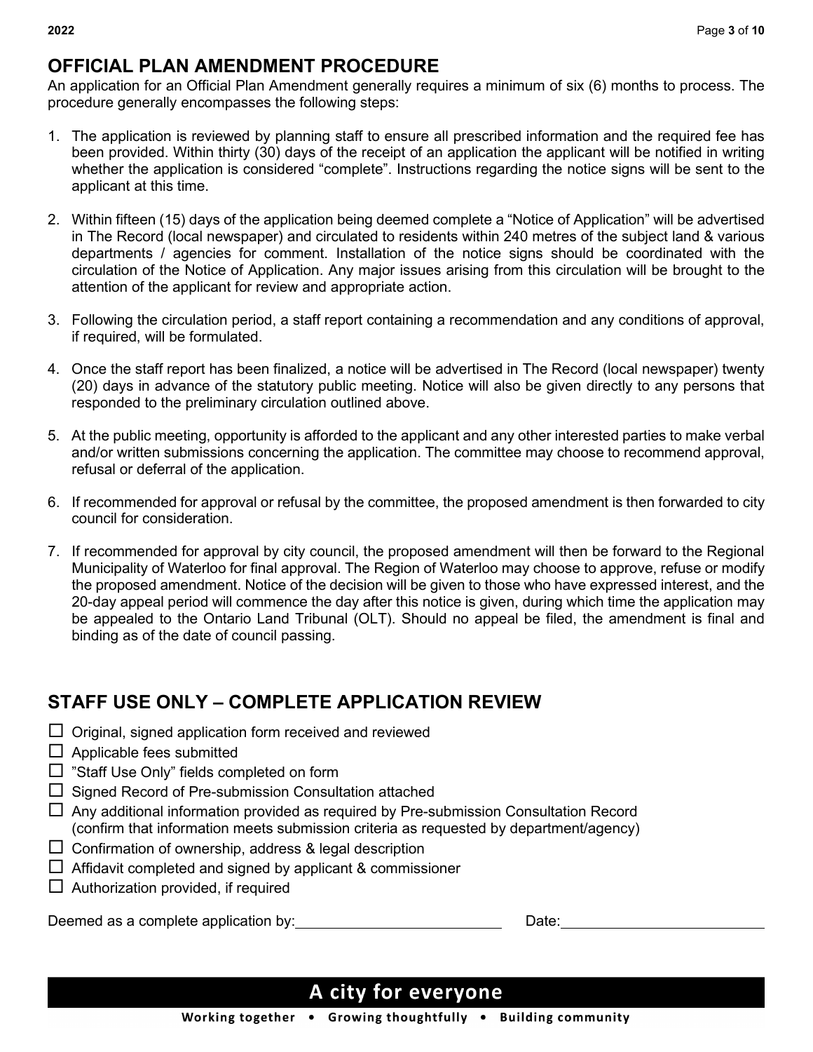## OFFICIAL PLAN AMENDMENT PROCEDURE

An application for an Official Plan Amendment generally requires a minimum of six (6) months to process. The procedure generally encompasses the following steps:

1. The application is reviewed by planning staff to ensure all prescribed information and the required fee has been provided. Within thirty (30) days of the receipt of an application the applicant will be notified in writing whether the application is considered "complete". Instructions regarding the notice signs will be sent to the applicant at this time.

2. Within fifteen (15) days of the application being deemed complete a "Notice of Application" will be advertised in The Record (local newspaper) and circulated to residents within 240 metres of the subject land & various departments / agencies for comment. Installation of the notice signs should be coordinated with the circulation of the Notice of Application. Any major issues arising from this circulation will be brought to the attention of the applicant for review and appropriate action.

3. Following the circulation period, a staff report containing a recommendation and any conditions of approval, if required, will be formulated.

4. Once the staff report has been finalized, a notice will be advertised in The Record (local newspaper) twenty (20) days in advance of the statutory public meeting. Notice will also be given directly to any persons that responded to the preliminary circulation outlined above.

5. At the public meeting, opportunity is afforded to the applicant and any other interested parties to make verbal and/or written submissions concerning the application. The committee may choose to recommend approval, refusal or deferral of the application.

6. If recommended for approval or refusal by the committee, the proposed amendment is then forwarded to city council for consideration.

7. If recommended for approval by city council, the proposed amendment will then be forward to the Regional Municipality of Waterloo for final approval. The Region of Waterloo may choose to approve, refuse or modify the proposed amendment. Notice of the decision will be given to those who have expressed interest, and the 20-day appeal period will commence the day after this notice is given, during which time the application may be appealed to the Ontario Land Tribunal (OLT). Should no appeal be filed, the amendment is final and binding as of the date of council passing.

## STAFF USE ONLY – COMPLETE APPLICATION REVIEW

- ☐ Original, signed application form received and reviewed
- ☐ Applicable fees submitted
- ☐ "Staff Use Only" fields completed on form
- ☐ Signed Record of Pre-submission Consultation attached
- ☐ Any additional information provided as required by Pre-submission Consultation Record (confirm that information meets submission criteria as requested by department/agency)
- ☐ Confirmation of ownership, address & legal description
- ☐ Affidavit completed and signed by applicant & commissioner
- ☐ Authorization provided, if required

Deemed as a complete application by: ____________________ Date: ____________________

**A city for everyone**

Working together • Growing thoughtfully • Building community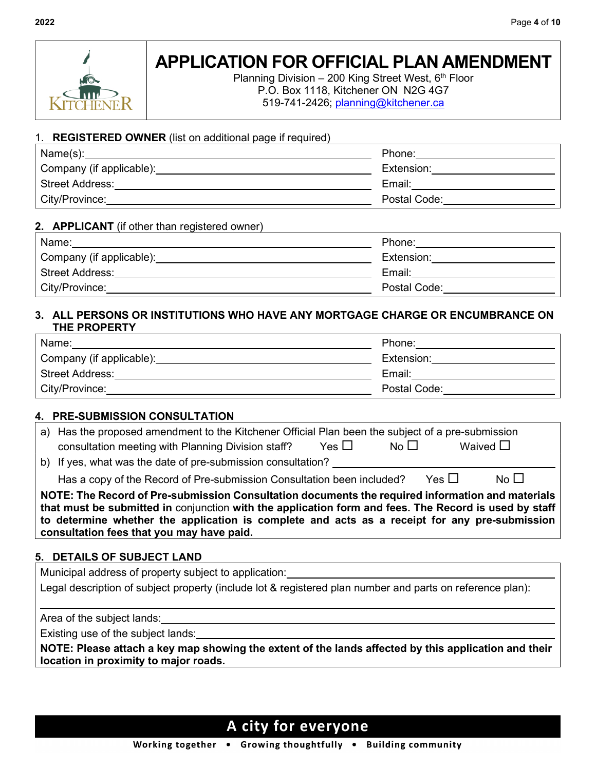# APPLICATION FOR OFFICIAL PLAN AMENDMENT

Planning Division – 200 King Street West, 6th Floor
P.O. Box 1118, Kitchener ON N2G 4G7
519-741-2426; planning@kitchener.ca

## 1. REGISTERED OWNER (list on additional page if required)

| | |
|---|---|
| Name(s): | Phone: |
| Company (if applicable): | Extension: |
| Street Address: | Email: |
| City/Province: | Postal Code: |

## 2. APPLICANT (if other than registered owner)

| | |
|---|---|
| Name: | Phone: |
| Company (if applicable): | Extension: |
| Street Address: | Email: |
| City/Province: | Postal Code: |

## 3. ALL PERSONS OR INSTITUTIONS WHO HAVE ANY MORTGAGE CHARGE OR ENCUMBRANCE ON THE PROPERTY

| | |
|---|---|
| Name: | Phone: |
| Company (if applicable): | Extension: |
| Street Address: | Email: |
| City/Province: | Postal Code: |

## 4. PRE-SUBMISSION CONSULTATION

a) Has the proposed amendment to the Kitchener Official Plan been the subject of a pre-submission consultation meeting with Planning Division staff? Yes ☐ No ☐ Waived ☐

b) If yes, what was the date of pre-submission consultation? ______________________

Has a copy of the Record of Pre-submission Consultation been included? Yes ☐ No ☐

**NOTE: The Record of Pre-submission Consultation documents the required information and materials that must be submitted in** conjunction **with the application form and fees. The Record is used by staff to determine whether the application is complete and acts as a receipt for any pre-submission consultation fees that you may have paid.**

## 5. DETAILS OF SUBJECT LAND

Municipal address of property subject to application: ______________________

Legal description of subject property (include lot & registered plan number and parts on reference plan):

______________________

Area of the subject lands: ______________________

Existing use of the subject lands: ______________________

**NOTE: Please attach a key map showing the extent of the lands affected by this application and their location in proximity to major roads.**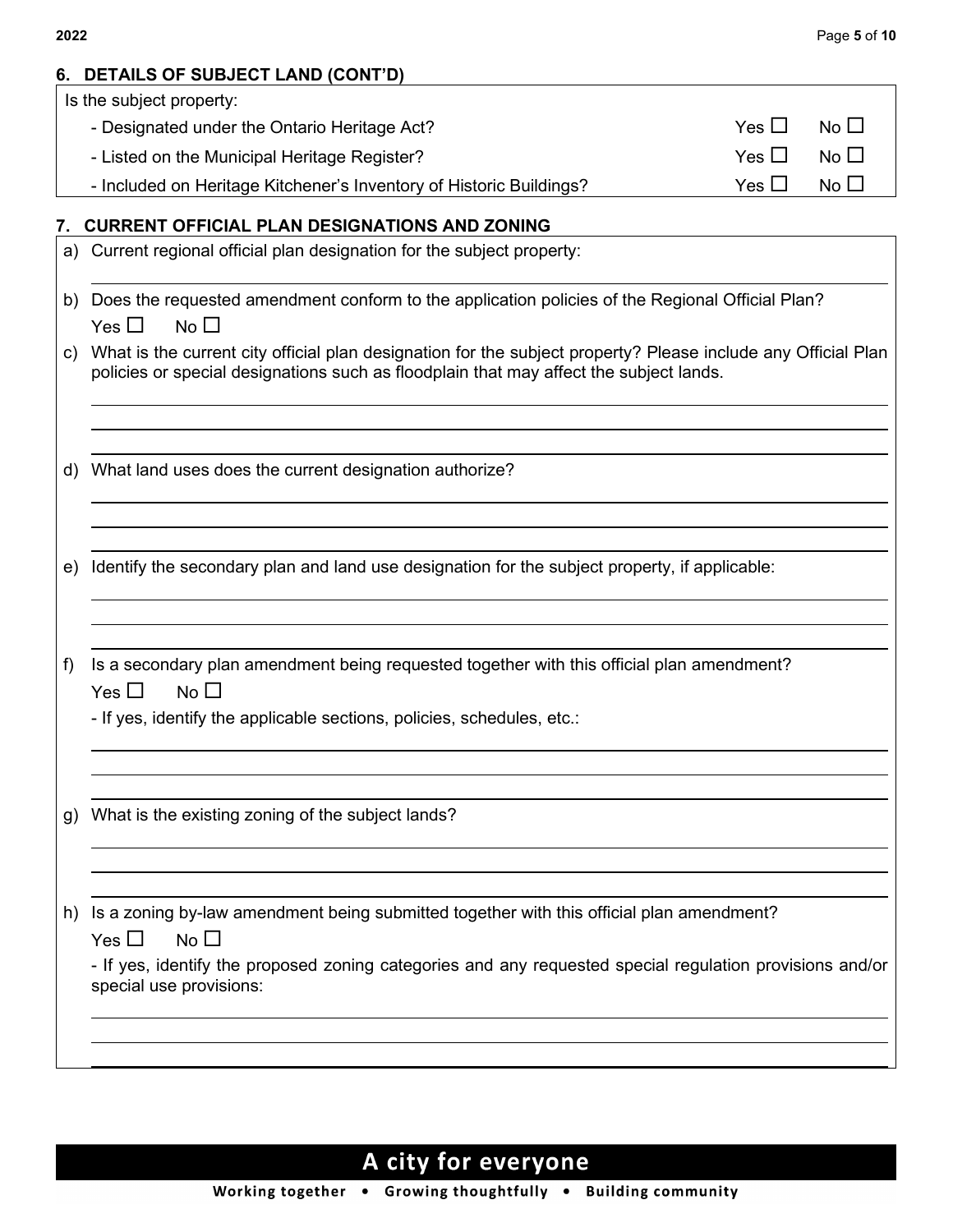## 6. DETAILS OF SUBJECT LAND (CONT'D)

Is the subject property:

- Designated under the Ontario Heritage Act? Yes ☐ No ☐
- Listed on the Municipal Heritage Register? Yes ☐ No ☐
- Included on Heritage Kitchener's Inventory of Historic Buildings? Yes ☐ No ☐

## 7. CURRENT OFFICIAL PLAN DESIGNATIONS AND ZONING

a) Current regional official plan designation for the subject property:

\_\_\_\_\_\_\_\_\_\_\_\_\_\_\_\_\_\_\_\_\_\_\_\_\_\_\_\_\_\_\_\_\_\_\_\_\_\_\_\_

b) Does the requested amendment conform to the application policies of the Regional Official Plan?

Yes ☐ No ☐

c) What is the current city official plan designation for the subject property? Please include any Official Plan policies or special designations such as floodplain that may affect the subject lands.

\_\_\_\_\_\_\_\_\_\_\_\_\_\_\_\_\_\_\_\_\_\_\_\_\_\_\_\_\_\_\_\_\_\_\_\_\_\_\_\_

\_\_\_\_\_\_\_\_\_\_\_\_\_\_\_\_\_\_\_\_\_\_\_\_\_\_\_\_\_\_\_\_\_\_\_\_\_\_\_\_

\_\_\_\_\_\_\_\_\_\_\_\_\_\_\_\_\_\_\_\_\_\_\_\_\_\_\_\_\_\_\_\_\_\_\_\_\_\_\_\_

d) What land uses does the current designation authorize?

\_\_\_\_\_\_\_\_\_\_\_\_\_\_\_\_\_\_\_\_\_\_\_\_\_\_\_\_\_\_\_\_\_\_\_\_\_\_\_\_

\_\_\_\_\_\_\_\_\_\_\_\_\_\_\_\_\_\_\_\_\_\_\_\_\_\_\_\_\_\_\_\_\_\_\_\_\_\_\_\_

\_\_\_\_\_\_\_\_\_\_\_\_\_\_\_\_\_\_\_\_\_\_\_\_\_\_\_\_\_\_\_\_\_\_\_\_\_\_\_\_

e) Identify the secondary plan and land use designation for the subject property, if applicable:

\_\_\_\_\_\_\_\_\_\_\_\_\_\_\_\_\_\_\_\_\_\_\_\_\_\_\_\_\_\_\_\_\_\_\_\_\_\_\_\_

\_\_\_\_\_\_\_\_\_\_\_\_\_\_\_\_\_\_\_\_\_\_\_\_\_\_\_\_\_\_\_\_\_\_\_\_\_\_\_\_

\_\_\_\_\_\_\_\_\_\_\_\_\_\_\_\_\_\_\_\_\_\_\_\_\_\_\_\_\_\_\_\_\_\_\_\_\_\_\_\_

f) Is a secondary plan amendment being requested together with this official plan amendment?

Yes ☐ No ☐

- If yes, identify the applicable sections, policies, schedules, etc.:

\_\_\_\_\_\_\_\_\_\_\_\_\_\_\_\_\_\_\_\_\_\_\_\_\_\_\_\_\_\_\_\_\_\_\_\_\_\_\_\_

\_\_\_\_\_\_\_\_\_\_\_\_\_\_\_\_\_\_\_\_\_\_\_\_\_\_\_\_\_\_\_\_\_\_\_\_\_\_\_\_

\_\_\_\_\_\_\_\_\_\_\_\_\_\_\_\_\_\_\_\_\_\_\_\_\_\_\_\_\_\_\_\_\_\_\_\_\_\_\_\_

g) What is the existing zoning of the subject lands?

\_\_\_\_\_\_\_\_\_\_\_\_\_\_\_\_\_\_\_\_\_\_\_\_\_\_\_\_\_\_\_\_\_\_\_\_\_\_\_\_

\_\_\_\_\_\_\_\_\_\_\_\_\_\_\_\_\_\_\_\_\_\_\_\_\_\_\_\_\_\_\_\_\_\_\_\_\_\_\_\_

\_\_\_\_\_\_\_\_\_\_\_\_\_\_\_\_\_\_\_\_\_\_\_\_\_\_\_\_\_\_\_\_\_\_\_\_\_\_\_\_

h) Is a zoning by-law amendment being submitted together with this official plan amendment?

Yes ☐ No ☐

- If yes, identify the proposed zoning categories and any requested special regulation provisions and/or special use provisions:

\_\_\_\_\_\_\_\_\_\_\_\_\_\_\_\_\_\_\_\_\_\_\_\_\_\_\_\_\_\_\_\_\_\_\_\_\_\_\_\_

\_\_\_\_\_\_\_\_\_\_\_\_\_\_\_\_\_\_\_\_\_\_\_\_\_\_\_\_\_\_\_\_\_\_\_\_\_\_\_\_

\_\_\_\_\_\_\_\_\_\_\_\_\_\_\_\_\_\_\_\_\_\_\_\_\_\_\_\_\_\_\_\_\_\_\_\_\_\_\_\_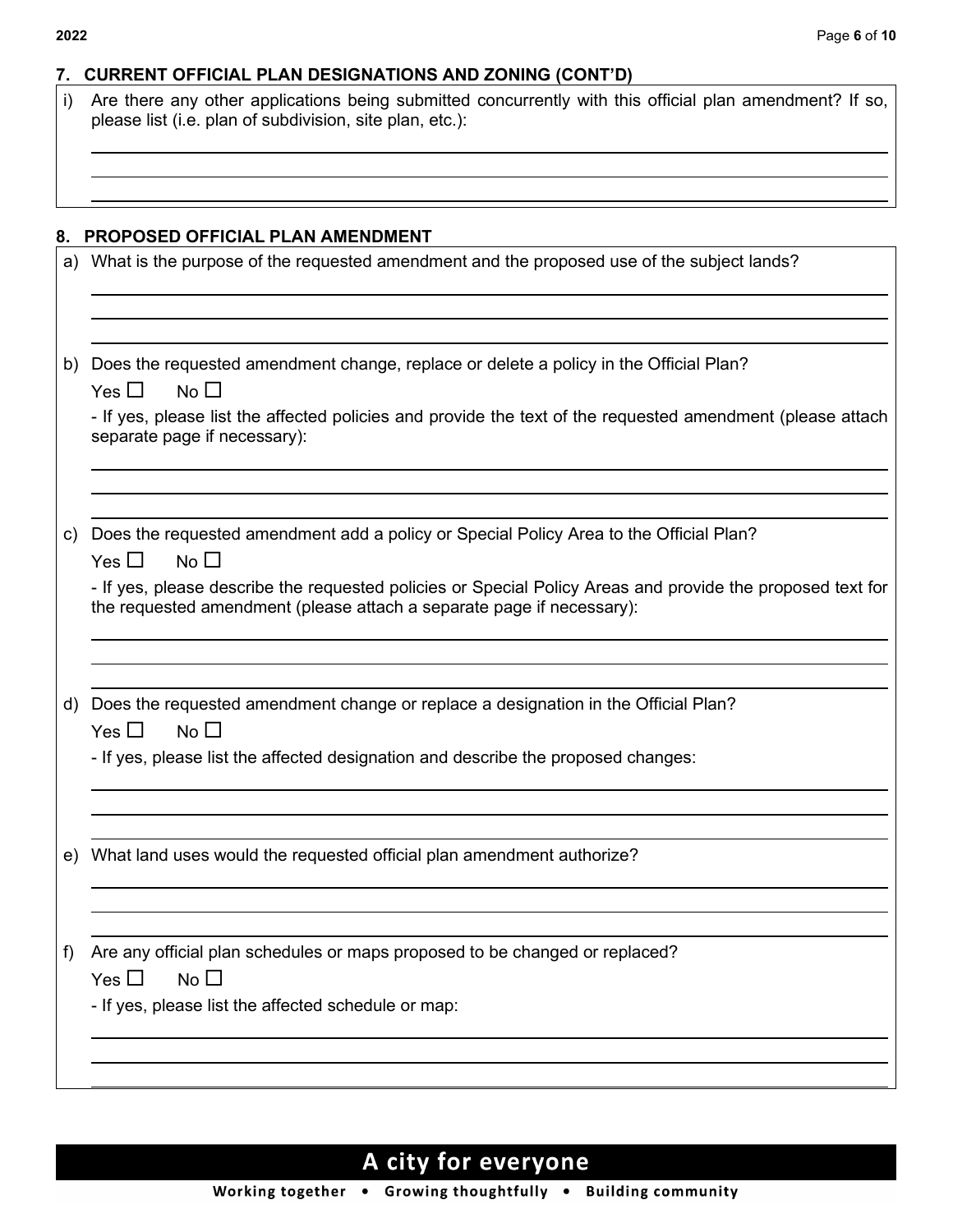## 7. CURRENT OFFICIAL PLAN DESIGNATIONS AND ZONING (CONT'D)

i) Are there any other applications being submitted concurrently with this official plan amendment? If so, please list (i.e. plan of subdivision, site plan, etc.):

______________________________________________________________________

______________________________________________________________________

______________________________________________________________________

## 8. PROPOSED OFFICIAL PLAN AMENDMENT

a) What is the purpose of the requested amendment and the proposed use of the subject lands?

______________________________________________________________________

______________________________________________________________________

______________________________________________________________________

b) Does the requested amendment change, replace or delete a policy in the Official Plan?

Yes ☐ No ☐

- If yes, please list the affected policies and provide the text of the requested amendment (please attach separate page if necessary):

______________________________________________________________________

______________________________________________________________________

______________________________________________________________________

c) Does the requested amendment add a policy or Special Policy Area to the Official Plan?

Yes ☐ No ☐

- If yes, please describe the requested policies or Special Policy Areas and provide the proposed text for the requested amendment (please attach a separate page if necessary):

______________________________________________________________________

______________________________________________________________________

______________________________________________________________________

d) Does the requested amendment change or replace a designation in the Official Plan?

Yes ☐ No ☐

- If yes, please list the affected designation and describe the proposed changes:

______________________________________________________________________

______________________________________________________________________

______________________________________________________________________

e) What land uses would the requested official plan amendment authorize?

______________________________________________________________________

______________________________________________________________________

______________________________________________________________________

f) Are any official plan schedules or maps proposed to be changed or replaced?

Yes ☐ No ☐

- If yes, please list the affected schedule or map:

______________________________________________________________________

______________________________________________________________________

______________________________________________________________________

**A city for everyone**

**Working together • Growing thoughtfully • Building community**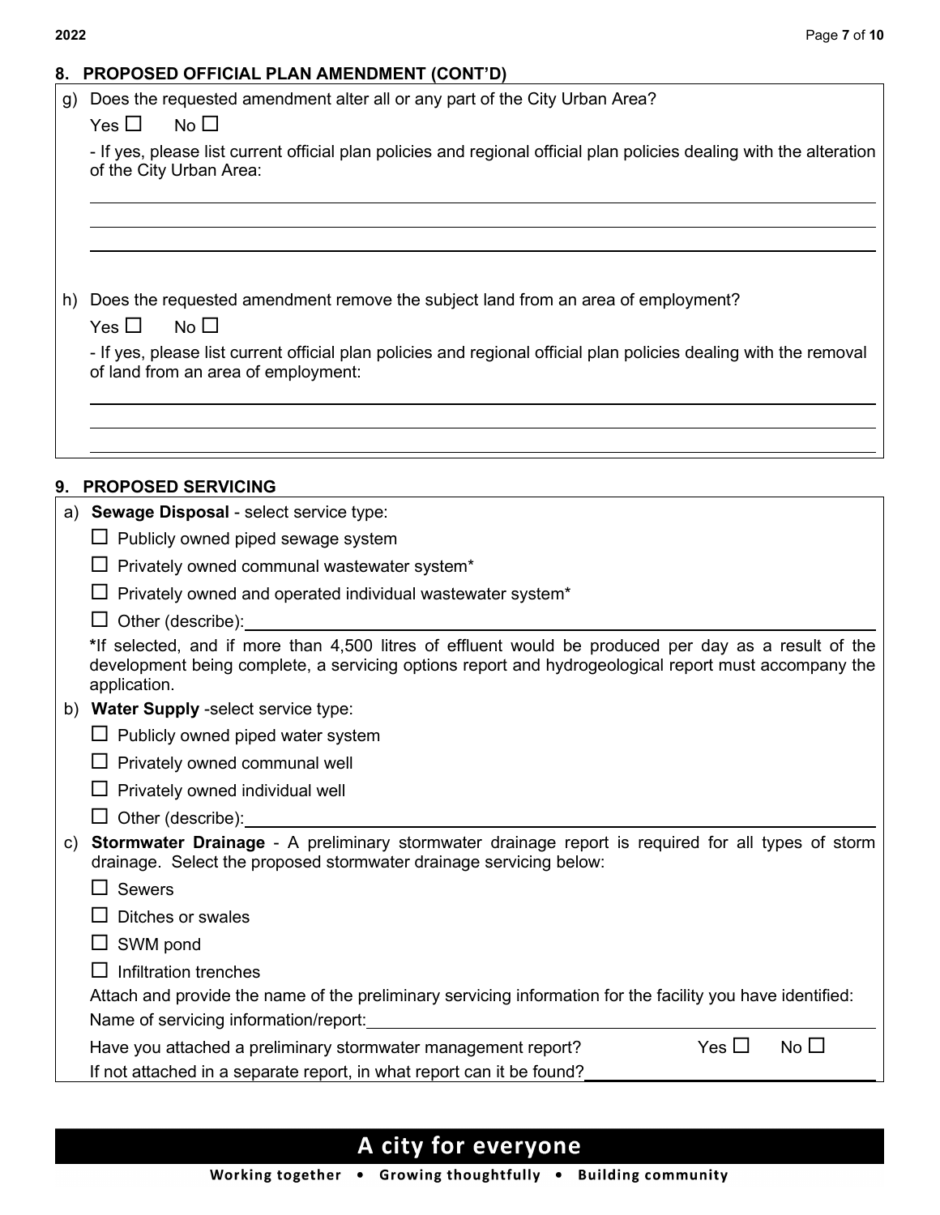## 8. PROPOSED OFFICIAL PLAN AMENDMENT (CONT'D)

g) Does the requested amendment alter all or any part of the City Urban Area?

Yes ☐ No ☐

- If yes, please list current official plan policies and regional official plan policies dealing with the alteration of the City Urban Area:

\_\_\_\_\_\_\_\_\_\_\_\_\_\_\_\_\_\_\_\_\_\_\_\_\_\_\_\_\_\_\_\_\_\_\_\_\_\_\_\_\_\_\_\_

\_\_\_\_\_\_\_\_\_\_\_\_\_\_\_\_\_\_\_\_\_\_\_\_\_\_\_\_\_\_\_\_\_\_\_\_\_\_\_\_\_\_\_\_

\_\_\_\_\_\_\_\_\_\_\_\_\_\_\_\_\_\_\_\_\_\_\_\_\_\_\_\_\_\_\_\_\_\_\_\_\_\_\_\_\_\_\_\_

h) Does the requested amendment remove the subject land from an area of employment?

Yes ☐ No ☐

- If yes, please list current official plan policies and regional official plan policies dealing with the removal of land from an area of employment:

\_\_\_\_\_\_\_\_\_\_\_\_\_\_\_\_\_\_\_\_\_\_\_\_\_\_\_\_\_\_\_\_\_\_\_\_\_\_\_\_\_\_\_\_

\_\_\_\_\_\_\_\_\_\_\_\_\_\_\_\_\_\_\_\_\_\_\_\_\_\_\_\_\_\_\_\_\_\_\_\_\_\_\_\_\_\_\_\_

\_\_\_\_\_\_\_\_\_\_\_\_\_\_\_\_\_\_\_\_\_\_\_\_\_\_\_\_\_\_\_\_\_\_\_\_\_\_\_\_\_\_\_\_

## 9. PROPOSED SERVICING

a) **Sewage Disposal** - select service type:

☐ Publicly owned piped sewage system

☐ Privately owned communal wastewater system*

☐ Privately owned and operated individual wastewater system*

☐ Other (describe):\_\_\_\_\_\_\_\_\_\_\_\_\_\_\_\_\_\_\_\_\_\_\_\_\_\_\_\_\_\_

**\***If selected, and if more than 4,500 litres of effluent would be produced per day as a result of the development being complete, a servicing options report and hydrogeological report must accompany the application.

b) **Water Supply** -select service type:

☐ Publicly owned piped water system

☐ Privately owned communal well

☐ Privately owned individual well

☐ Other (describe):\_\_\_\_\_\_\_\_\_\_\_\_\_\_\_\_\_\_\_\_\_\_\_\_\_\_\_\_\_\_

c) **Stormwater Drainage** - A preliminary stormwater drainage report is required for all types of storm drainage. Select the proposed stormwater drainage servicing below:

☐ Sewers

☐ Ditches or swales

☐ SWM pond

☐ Infiltration trenches

Attach and provide the name of the preliminary servicing information for the facility you have identified:

Name of servicing information/report:\_\_\_\_\_\_\_\_\_\_\_\_\_\_\_\_\_\_\_\_\_\_\_\_\_\_\_\_\_\_

Have you attached a preliminary stormwater management report? Yes ☐ No ☐

If not attached in a separate report, in what report can it be found?\_\_\_\_\_\_\_\_\_\_\_\_\_\_\_\_\_\_\_\_

**A city for everyone**

**Working together • Growing thoughtfully • Building community**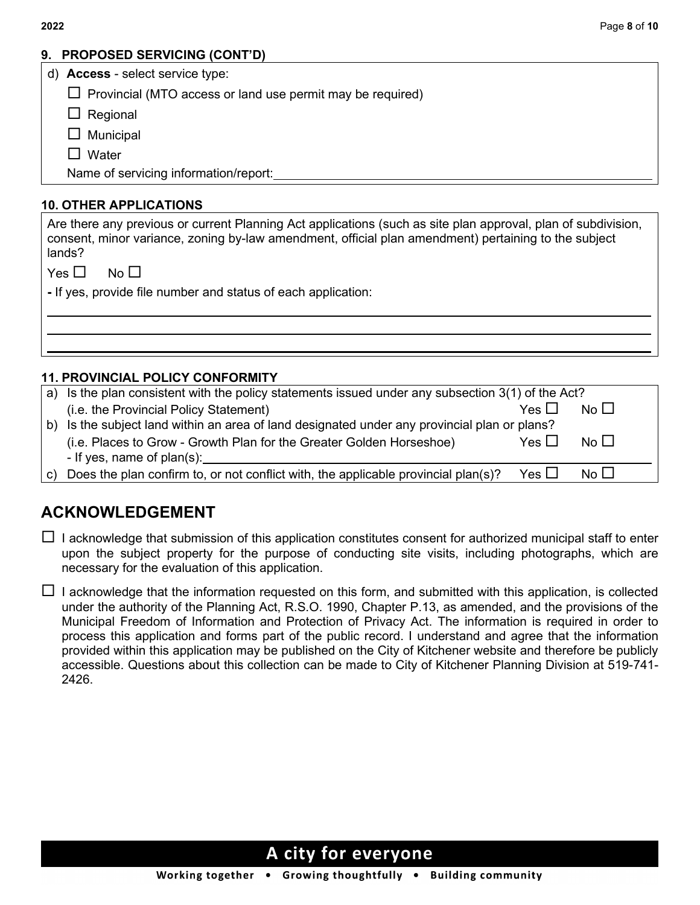## 9. PROPOSED SERVICING (CONT'D)

d) **Access** - select service type:

- ☐ Provincial (MTO access or land use permit may be required)
- ☐ Regional
- ☐ Municipal
- ☐ Water

Name of servicing information/report: ________________________________

## 10. OTHER APPLICATIONS

Are there any previous or current Planning Act applications (such as site plan approval, plan of subdivision, consent, minor variance, zoning by-law amendment, official plan amendment) pertaining to the subject lands?

Yes ☐ No ☐

**-** If yes, provide file number and status of each application:

________________________________

________________________________

________________________________

## 11. PROVINCIAL POLICY CONFORMITY

a) Is the plan consistent with the policy statements issued under any subsection 3(1) of the Act? (i.e. the Provincial Policy Statement) Yes ☐ No ☐

b) Is the subject land within an area of land designated under any provincial plan or plans? (i.e. Places to Grow - Growth Plan for the Greater Golden Horseshoe) Yes ☐ No ☐
- If yes, name of plan(s): ________________________________

c) Does the plan confirm to, or not conflict with, the applicable provincial plan(s)? Yes ☐ No ☐

# ACKNOWLEDGEMENT

☐ I acknowledge that submission of this application constitutes consent for authorized municipal staff to enter upon the subject property for the purpose of conducting site visits, including photographs, which are necessary for the evaluation of this application.

☐ I acknowledge that the information requested on this form, and submitted with this application, is collected under the authority of the Planning Act, R.S.O. 1990, Chapter P.13, as amended, and the provisions of the Municipal Freedom of Information and Protection of Privacy Act. The information is required in order to process this application and forms part of the public record. I understand and agree that the information provided within this application may be published on the City of Kitchener website and therefore be publicly accessible. Questions about this collection can be made to City of Kitchener Planning Division at 519-741-2426.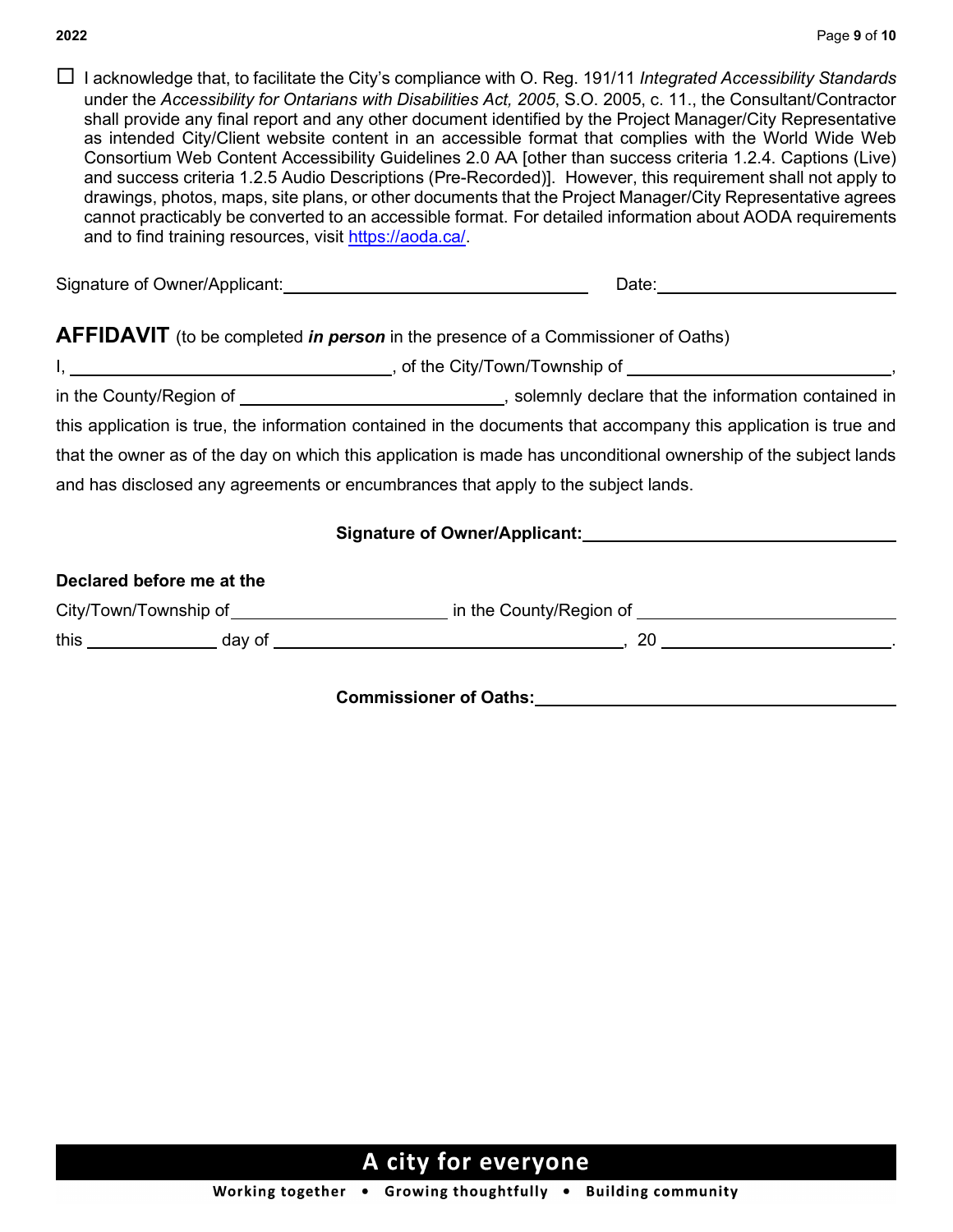☐ I acknowledge that, to facilitate the City's compliance with O. Reg. 191/11 *Integrated Accessibility Standards* under the *Accessibility for Ontarians with Disabilities Act, 2005*, S.O. 2005, c. 11., the Consultant/Contractor shall provide any final report and any other document identified by the Project Manager/City Representative as intended City/Client website content in an accessible format that complies with the World Wide Web Consortium Web Content Accessibility Guidelines 2.0 AA [other than success criteria 1.2.4. Captions (Live) and success criteria 1.2.5 Audio Descriptions (Pre-Recorded)]. However, this requirement shall not apply to drawings, photos, maps, site plans, or other documents that the Project Manager/City Representative agrees cannot practicably be converted to an accessible format. For detailed information about AODA requirements and to find training resources, visit [https://aoda.ca/](https://aoda.ca/).

Signature of Owner/Applicant: ______________________________ Date: ______________________

## AFFIDAVIT (to be completed *in person* in the presence of a Commissioner of Oaths)

I, ______________________________, of the City/Town/Township of ______________________________, in the County/Region of ______________________________, solemnly declare that the information contained in this application is true, the information contained in the documents that accompany this application is true and that the owner as of the day on which this application is made has unconditional ownership of the subject lands and has disclosed any agreements or encumbrances that apply to the subject lands.

**Signature of Owner/Applicant:** ______________________________

**Declared before me at the**

City/Town/Township of ______________________ in the County/Region of ______________________

this ____________ day of ______________________________, 20 ______________________.

**Commissioner of Oaths:** ______________________________

**A city for everyone**

**Working together • Growing thoughtfully • Building community**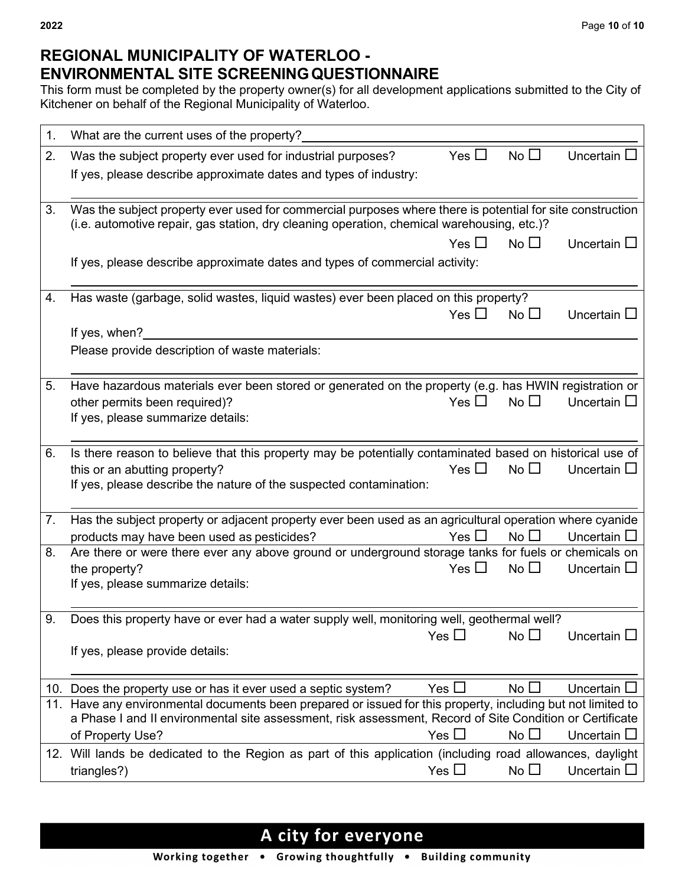## REGIONAL MUNICIPALITY OF WATERLOO - ENVIRONMENTAL SITE SCREENING QUESTIONNAIRE

This form must be completed by the property owner(s) for all development applications submitted to the City of Kitchener on behalf of the Regional Municipality of Waterloo.

1. What are the current uses of the property? \_\_\_\_\_\_\_\_\_\_\_\_\_\_\_\_\_\_\_\_\_\_\_\_\_\_\_\_\_\_

2. Was the subject property ever used for industrial purposes? Yes ☐ No ☐ Uncertain ☐

   If yes, please describe approximate dates and types of industry:

   \_\_\_\_\_\_\_\_\_\_\_\_\_\_\_\_\_\_\_\_\_\_\_\_\_\_\_\_\_\_

3. Was the subject property ever used for commercial purposes where there is potential for site construction (i.e. automotive repair, gas station, dry cleaning operation, chemical warehousing, etc.)? Yes ☐ No ☐ Uncertain ☐

   If yes, please describe approximate dates and types of commercial activity:

   \_\_\_\_\_\_\_\_\_\_\_\_\_\_\_\_\_\_\_\_\_\_\_\_\_\_\_\_\_\_

4. Has waste (garbage, solid wastes, liquid wastes) ever been placed on this property? Yes ☐ No ☐ Uncertain ☐

   If yes, when? \_\_\_\_\_\_\_\_\_\_\_\_\_\_\_\_\_\_\_\_\_\_\_\_\_\_\_\_\_\_

   Please provide description of waste materials:

   \_\_\_\_\_\_\_\_\_\_\_\_\_\_\_\_\_\_\_\_\_\_\_\_\_\_\_\_\_\_

5. Have hazardous materials ever been stored or generated on the property (e.g. has HWIN registration or other permits been required)? Yes ☐ No ☐ Uncertain ☐

   If yes, please summarize details:

   \_\_\_\_\_\_\_\_\_\_\_\_\_\_\_\_\_\_\_\_\_\_\_\_\_\_\_\_\_\_

6. Is there reason to believe that this property may be potentially contaminated based on historical use of this or an abutting property? Yes ☐ No ☐ Uncertain ☐

   If yes, please describe the nature of the suspected contamination:

   \_\_\_\_\_\_\_\_\_\_\_\_\_\_\_\_\_\_\_\_\_\_\_\_\_\_\_\_\_\_

7. Has the subject property or adjacent property ever been used as an agricultural operation where cyanide products may have been used as pesticides? Yes ☐ No ☐ Uncertain ☐

8. Are there or were there ever any above ground or underground storage tanks for fuels or chemicals on the property? Yes ☐ No ☐ Uncertain ☐

   If yes, please summarize details:

   \_\_\_\_\_\_\_\_\_\_\_\_\_\_\_\_\_\_\_\_\_\_\_\_\_\_\_\_\_\_

9. Does this property have or ever had a water supply well, monitoring well, geothermal well? Yes ☐ No ☐ Uncertain ☐

   If yes, please provide details:

   \_\_\_\_\_\_\_\_\_\_\_\_\_\_\_\_\_\_\_\_\_\_\_\_\_\_\_\_\_\_

10. Does the property use or has it ever used a septic system? Yes ☐ No ☐ Uncertain ☐

11. Have any environmental documents been prepared or issued for this property, including but not limited to a Phase I and II environmental site assessment, risk assessment, Record of Site Condition or Certificate of Property Use? Yes ☐ No ☐ Uncertain ☐

12. Will lands be dedicated to the Region as part of this application (including road allowances, daylight triangles?) Yes ☐ No ☐ Uncertain ☐

**A city for everyone**

**Working together • Growing thoughtfully • Building community**